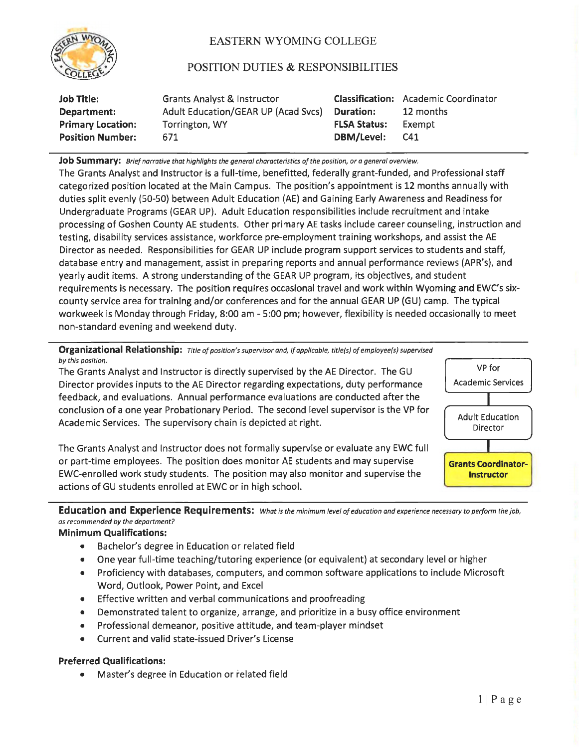# EASTERN WYOMING COLLEGE

## POSITION DUTIES & RESPONSIBILITIES

| | | | |
|---|---|---|---|
| **Job Title:** | Grants Analyst & Instructor | **Classification:** | Academic Coordinator |
| **Department:** | Adult Education/GEAR UP (Acad Svcs) | **Duration:** | 12 months |
| **Primary Location:** | Torrington, WY | **FLSA Status:** | Exempt |
| **Position Number:** | 671 | **DBM/Level:** | C41 |

**Job Summary:** *Brief narrative that highlights the general characteristics of the position, or a general overview.*

The Grants Analyst and Instructor is a full-time, benefitted, federally grant-funded, and Professional staff categorized position located at the Main Campus. The position's appointment is 12 months annually with duties split evenly (50-50) between Adult Education (AE) and Gaining Early Awareness and Readiness for Undergraduate Programs (GEAR UP). Adult Education responsibilities include recruitment and intake processing of Goshen County AE students. Other primary AE tasks include career counseling, instruction and testing, disability services assistance, workforce pre-employment training workshops, and assist the AE Director as needed. Responsibilities for GEAR UP include program support services to students and staff, database entry and management, assist in preparing reports and annual performance reviews (APR's), and yearly audit items. A strong understanding of the GEAR UP program, its objectives, and student requirements is necessary. The position requires occasional travel and work within Wyoming and EWC's six-county service area for training and/or conferences and for the annual GEAR UP (GU) camp. The typical workweek is Monday through Friday, 8:00 am - 5:00 pm; however, flexibility is needed occasionally to meet non-standard evening and weekend duty.

**Organizational Relationship:** *Title of position's supervisor and, if applicable, title(s) of employee(s) supervised by this position.*

The Grants Analyst and Instructor is directly supervised by the AE Director. The GU Director provides inputs to the AE Director regarding expectations, duty performance feedback, and evaluations. Annual performance evaluations are conducted after the conclusion of a one year Probationary Period. The second level supervisor is the VP for Academic Services. The supervisory chain is depicted at right.

VP for Academic Services → Adult Education Director → **Grants Coordinator-Instructor**

The Grants Analyst and Instructor does not formally supervise or evaluate any EWC full or part-time employees. The position does monitor AE students and may supervise EWC-enrolled work study students. The position may also monitor and supervise the actions of GU students enrolled at EWC or in high school.

**Education and Experience Requirements:** *What is the minimum level of education and experience necessary to perform the job, as recommended by the department?*

**Minimum Qualifications:**

- Bachelor's degree in Education or related field
- One year full-time teaching/tutoring experience (or equivalent) at secondary level or higher
- Proficiency with databases, computers, and common software applications to include Microsoft Word, Outlook, Power Point, and Excel
- Effective written and verbal communications and proofreading
- Demonstrated talent to organize, arrange, and prioritize in a busy office environment
- Professional demeanor, positive attitude, and team-player mindset
- Current and valid state-issued Driver's License

**Preferred Qualifications:**

- Master's degree in Education or related field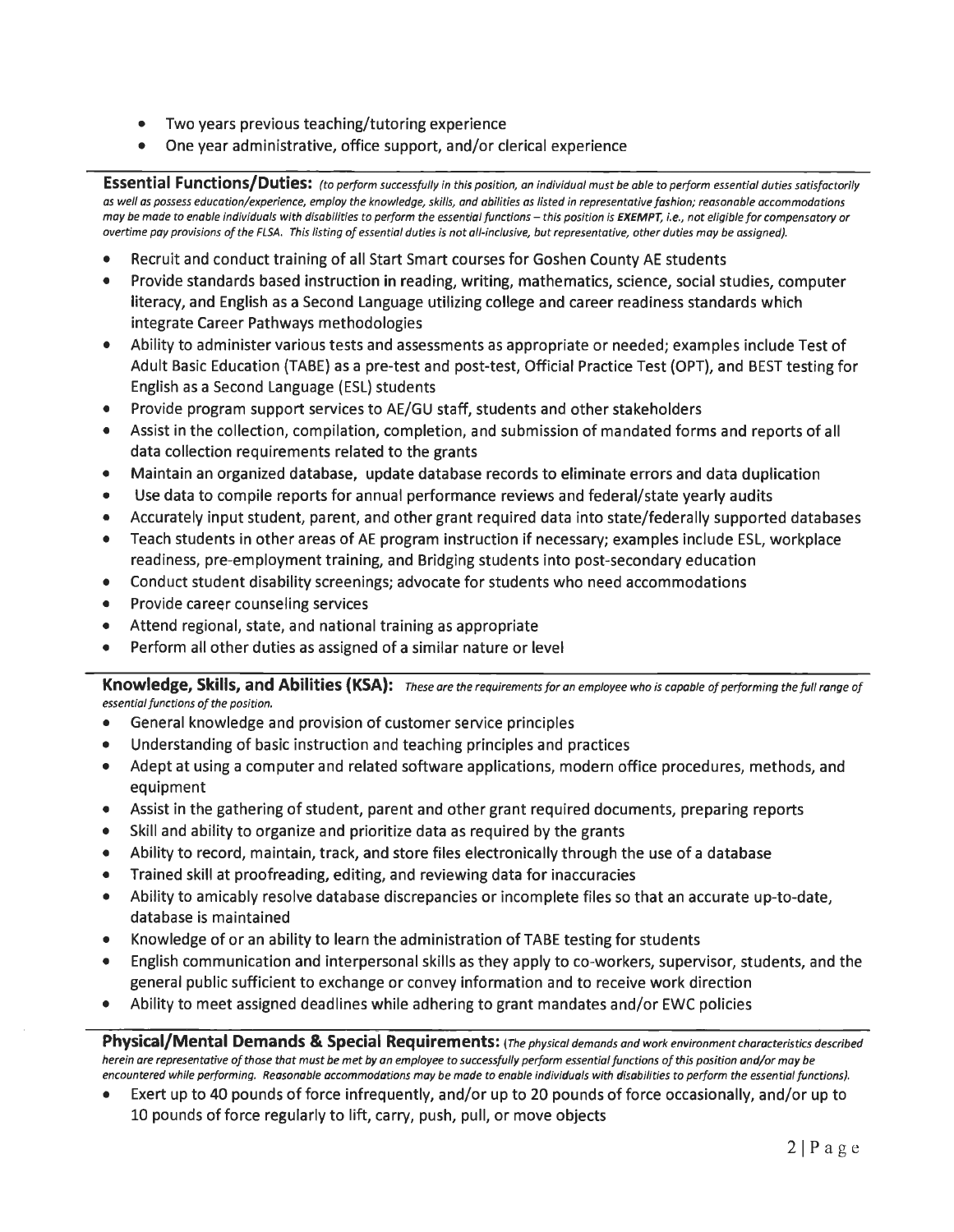- Two years previous teaching/tutoring experience
- One year administrative, office support, and/or clerical experience

**Essential Functions/Duties:** *(to perform successfully in this position, an individual must be able to perform essential duties satisfactorily as well as possess education/experience, employ the knowledge, skills, and abilities as listed in representative fashion; reasonable accommodations may be made to enable individuals with disabilities to perform the essential functions – this position is **EXEMPT**, i.e., not eligible for compensatory or overtime pay provisions of the FLSA. This listing of essential duties is not all-inclusive, but representative, other duties may be assigned).*

- Recruit and conduct training of all Start Smart courses for Goshen County AE students
- Provide standards based instruction in reading, writing, mathematics, science, social studies, computer literacy, and English as a Second Language utilizing college and career readiness standards which integrate Career Pathways methodologies
- Ability to administer various tests and assessments as appropriate or needed; examples include Test of Adult Basic Education (TABE) as a pre-test and post-test, Official Practice Test (OPT), and BEST testing for English as a Second Language (ESL) students
- Provide program support services to AE/GU staff, students and other stakeholders
- Assist in the collection, compilation, completion, and submission of mandated forms and reports of all data collection requirements related to the grants
- Maintain an organized database, update database records to eliminate errors and data duplication
- Use data to compile reports for annual performance reviews and federal/state yearly audits
- Accurately input student, parent, and other grant required data into state/federally supported databases
- Teach students in other areas of AE program instruction if necessary; examples include ESL, workplace readiness, pre-employment training, and Bridging students into post-secondary education
- Conduct student disability screenings; advocate for students who need accommodations
- Provide career counseling services
- Attend regional, state, and national training as appropriate
- Perform all other duties as assigned of a similar nature or level

**Knowledge, Skills, and Abilities (KSA):** *These are the requirements for an employee who is capable of performing the full range of essential functions of the position.*

- General knowledge and provision of customer service principles
- Understanding of basic instruction and teaching principles and practices
- Adept at using a computer and related software applications, modern office procedures, methods, and equipment
- Assist in the gathering of student, parent and other grant required documents, preparing reports
- Skill and ability to organize and prioritize data as required by the grants
- Ability to record, maintain, track, and store files electronically through the use of a database
- Trained skill at proofreading, editing, and reviewing data for inaccuracies
- Ability to amicably resolve database discrepancies or incomplete files so that an accurate up-to-date, database is maintained
- Knowledge of or an ability to learn the administration of TABE testing for students
- English communication and interpersonal skills as they apply to co-workers, supervisor, students, and the general public sufficient to exchange or convey information and to receive work direction
- Ability to meet assigned deadlines while adhering to grant mandates and/or EWC policies

**Physical/Mental Demands & Special Requirements:** *(The physical demands and work environment characteristics described herein are representative of those that must be met by an employee to successfully perform essential functions of this position and/or may be encountered while performing. Reasonable accommodations may be made to enable individuals with disabilities to perform the essential functions).*

- Exert up to 40 pounds of force infrequently, and/or up to 20 pounds of force occasionally, and/or up to 10 pounds of force regularly to lift, carry, push, pull, or move objects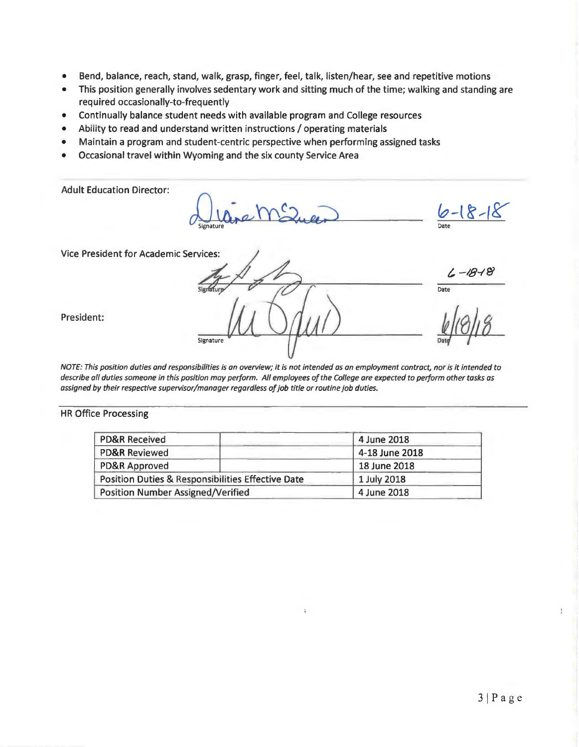- Bend, balance, reach, stand, walk, grasp, finger, feel, talk, listen/hear, see and repetitive motions
- This position generally involves sedentary work and sitting much of the time; walking and standing are required occasionally-to-frequently
- Continually balance student needs with available program and College resources
- Ability to read and understand written instructions / operating materials
- Maintain a program and student-centric perspective when performing assigned tasks
- Occasional travel within Wyoming and the six county Service Area

Adult Education Director:

Signature: Diane McQueen  Date: 6-18-18

Vice President for Academic Services:

Signature: [signature]  Date: 6-18-18

President:

Signature: [signature]  Date: 6/18/18

*NOTE: This position duties and responsibilities is an overview; it is not intended as an employment contract, nor is it intended to describe all duties someone in this position may perform. All employees of the College are expected to perform other tasks as assigned by their respective supervisor/manager regardless of job title or routine job duties.*

HR Office Processing

| | | |
|---|---|---|
| PD&R Received | | 4 June 2018 |
| PD&R Reviewed | | 4-18 June 2018 |
| PD&R Approved | | 18 June 2018 |
| Position Duties & Responsibilities Effective Date | | 1 July 2018 |
| Position Number Assigned/Verified | | 4 June 2018 |